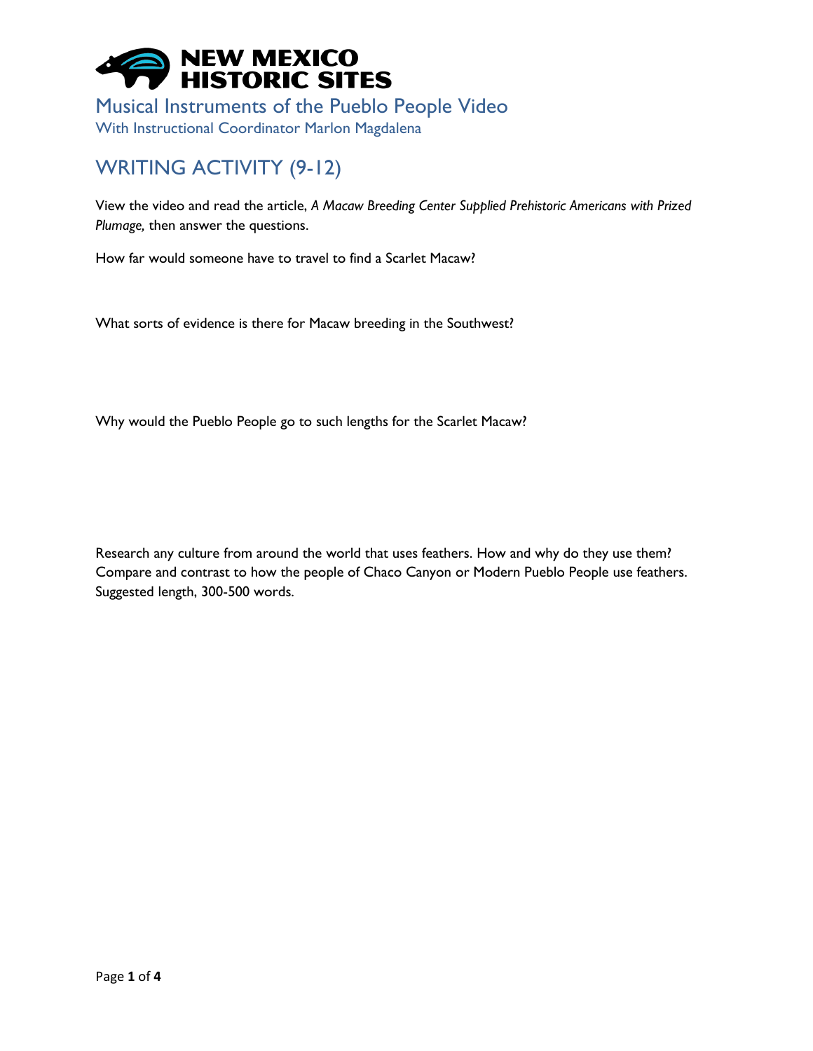# NEW MEXICO HISTORIC SITES

## Musical Instruments of the Pueblo People Video

With Instructional Coordinator Marlon Magdalena

## WRITING ACTIVITY (9-12)

View the video and read the article, *A Macaw Breeding Center Supplied Prehistoric Americans with Prized Plumage,* then answer the questions.

How far would someone have to travel to find a Scarlet Macaw?

What sorts of evidence is there for Macaw breeding in the Southwest?

Why would the Pueblo People go to such lengths for the Scarlet Macaw?

Research any culture from around the world that uses feathers. How and why do they use them? Compare and contrast to how the people of Chaco Canyon or Modern Pueblo People use feathers. Suggested length, 300-500 words.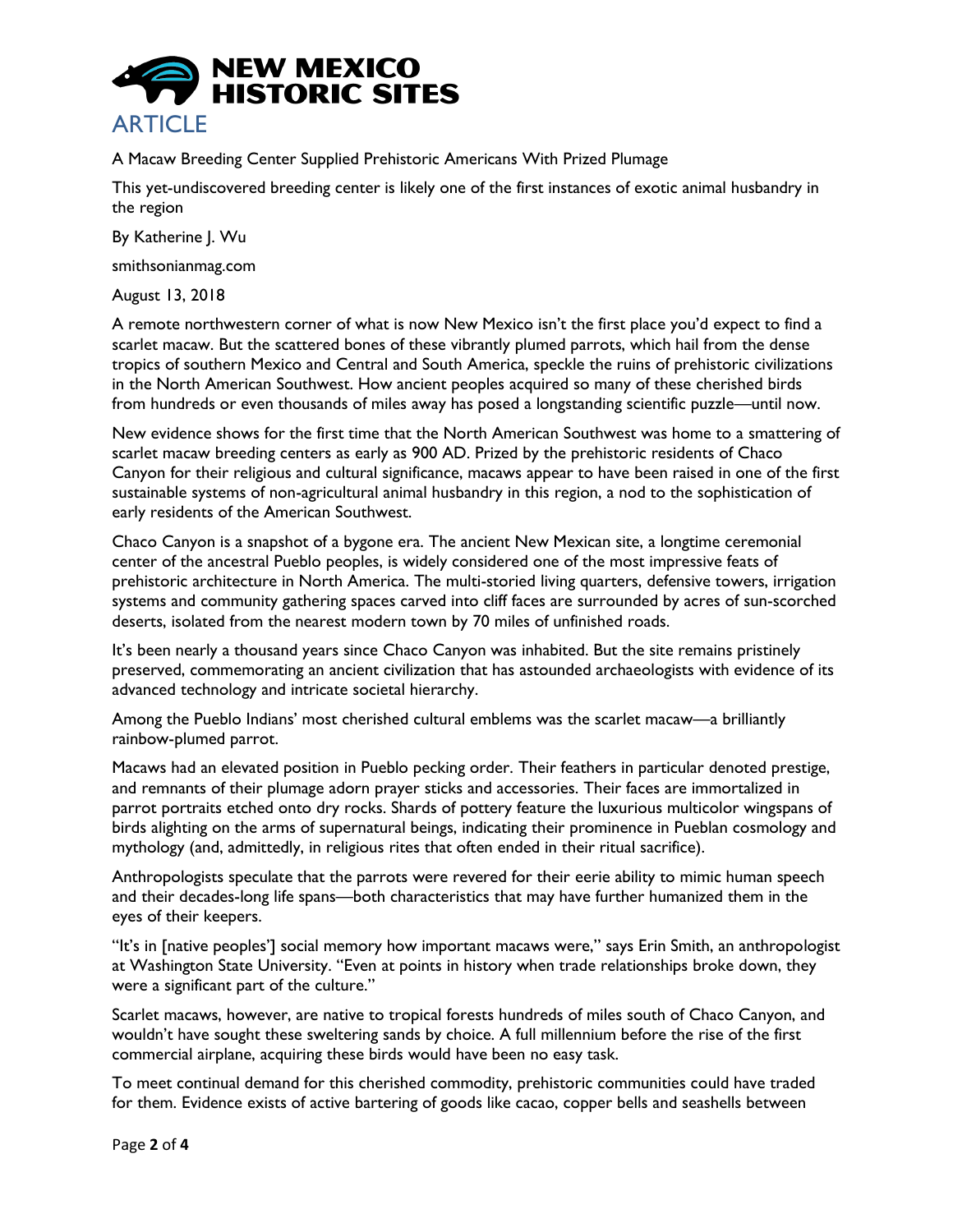# ARTICLE

A Macaw Breeding Center Supplied Prehistoric Americans With Prized Plumage

This yet-undiscovered breeding center is likely one of the first instances of exotic animal husbandry in the region

By Katherine J. Wu

smithsonianmag.com

August 13, 2018

A remote northwestern corner of what is now New Mexico isn't the first place you'd expect to find a scarlet macaw. But the scattered bones of these vibrantly plumed parrots, which hail from the dense tropics of southern Mexico and Central and South America, speckle the ruins of prehistoric civilizations in the North American Southwest. How ancient peoples acquired so many of these cherished birds from hundreds or even thousands of miles away has posed a longstanding scientific puzzle—until now.

New evidence shows for the first time that the North American Southwest was home to a smattering of scarlet macaw breeding centers as early as 900 AD. Prized by the prehistoric residents of Chaco Canyon for their religious and cultural significance, macaws appear to have been raised in one of the first sustainable systems of non-agricultural animal husbandry in this region, a nod to the sophistication of early residents of the American Southwest.

Chaco Canyon is a snapshot of a bygone era. The ancient New Mexican site, a longtime ceremonial center of the ancestral Pueblo peoples, is widely considered one of the most impressive feats of prehistoric architecture in North America. The multi-storied living quarters, defensive towers, irrigation systems and community gathering spaces carved into cliff faces are surrounded by acres of sun-scorched deserts, isolated from the nearest modern town by 70 miles of unfinished roads.

It's been nearly a thousand years since Chaco Canyon was inhabited. But the site remains pristinely preserved, commemorating an ancient civilization that has astounded archaeologists with evidence of its advanced technology and intricate societal hierarchy.

Among the Pueblo Indians' most cherished cultural emblems was the scarlet macaw—a brilliantly rainbow-plumed parrot.

Macaws had an elevated position in Pueblo pecking order. Their feathers in particular denoted prestige, and remnants of their plumage adorn prayer sticks and accessories. Their faces are immortalized in parrot portraits etched onto dry rocks. Shards of pottery feature the luxurious multicolor wingspans of birds alighting on the arms of supernatural beings, indicating their prominence in Pueblan cosmology and mythology (and, admittedly, in religious rites that often ended in their ritual sacrifice).

Anthropologists speculate that the parrots were revered for their eerie ability to mimic human speech and their decades-long life spans—both characteristics that may have further humanized them in the eyes of their keepers.

"It's in [native peoples'] social memory how important macaws were," says Erin Smith, an anthropologist at Washington State University. "Even at points in history when trade relationships broke down, they were a significant part of the culture."

Scarlet macaws, however, are native to tropical forests hundreds of miles south of Chaco Canyon, and wouldn't have sought these sweltering sands by choice. A full millennium before the rise of the first commercial airplane, acquiring these birds would have been no easy task.

To meet continual demand for this cherished commodity, prehistoric communities could have traded for them. Evidence exists of active bartering of goods like cacao, copper bells and seashells between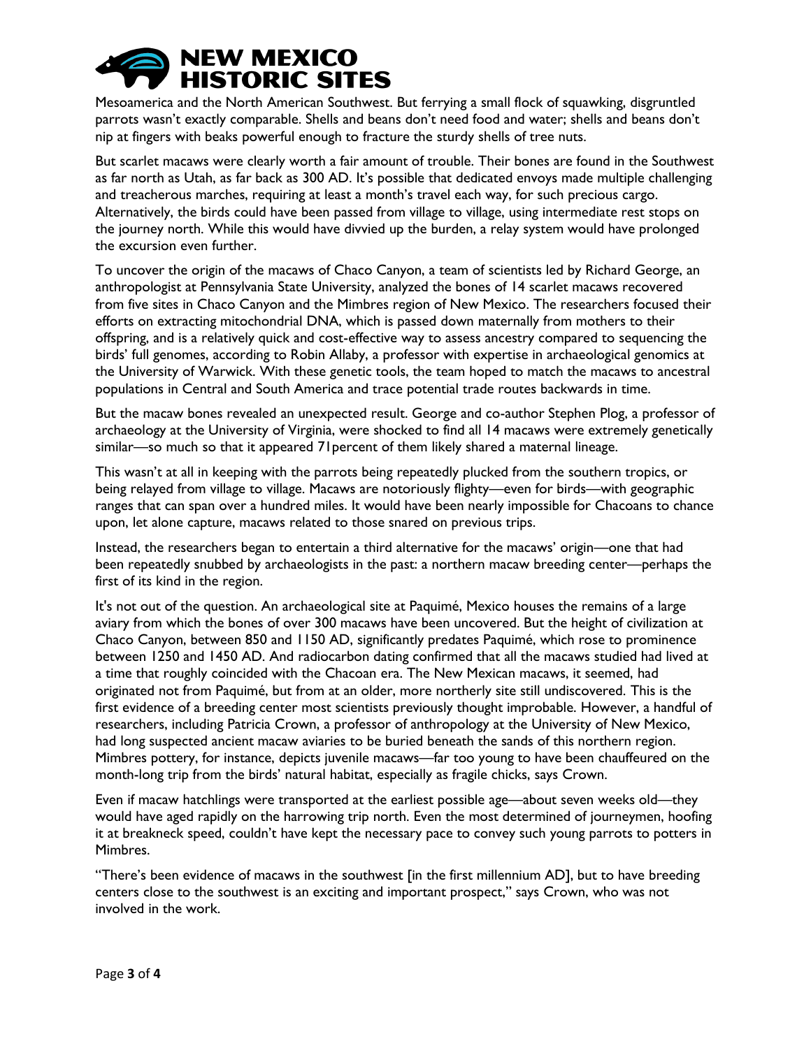Mesoamerica and the North American Southwest. But ferrying a small flock of squawking, disgruntled parrots wasn't exactly comparable. Shells and beans don't need food and water; shells and beans don't nip at fingers with beaks powerful enough to fracture the sturdy shells of tree nuts.

But scarlet macaws were clearly worth a fair amount of trouble. Their bones are found in the Southwest as far north as Utah, as far back as 300 AD. It's possible that dedicated envoys made multiple challenging and treacherous marches, requiring at least a month's travel each way, for such precious cargo. Alternatively, the birds could have been passed from village to village, using intermediate rest stops on the journey north. While this would have divvied up the burden, a relay system would have prolonged the excursion even further.

To uncover the origin of the macaws of Chaco Canyon, a team of scientists led by Richard George, an anthropologist at Pennsylvania State University, analyzed the bones of 14 scarlet macaws recovered from five sites in Chaco Canyon and the Mimbres region of New Mexico. The researchers focused their efforts on extracting mitochondrial DNA, which is passed down maternally from mothers to their offspring, and is a relatively quick and cost-effective way to assess ancestry compared to sequencing the birds' full genomes, according to Robin Allaby, a professor with expertise in archaeological genomics at the University of Warwick. With these genetic tools, the team hoped to match the macaws to ancestral populations in Central and South America and trace potential trade routes backwards in time.

But the macaw bones revealed an unexpected result. George and co-author Stephen Plog, a professor of archaeology at the University of Virginia, were shocked to find all 14 macaws were extremely genetically similar—so much so that it appeared 71percent of them likely shared a maternal lineage.

This wasn't at all in keeping with the parrots being repeatedly plucked from the southern tropics, or being relayed from village to village. Macaws are notoriously flighty—even for birds—with geographic ranges that can span over a hundred miles. It would have been nearly impossible for Chacoans to chance upon, let alone capture, macaws related to those snared on previous trips.

Instead, the researchers began to entertain a third alternative for the macaws' origin—one that had been repeatedly snubbed by archaeologists in the past: a northern macaw breeding center—perhaps the first of its kind in the region.

It's not out of the question. An archaeological site at Paquimé, Mexico houses the remains of a large aviary from which the bones of over 300 macaws have been uncovered. But the height of civilization at Chaco Canyon, between 850 and 1150 AD, significantly predates Paquimé, which rose to prominence between 1250 and 1450 AD. And radiocarbon dating confirmed that all the macaws studied had lived at a time that roughly coincided with the Chacoan era. The New Mexican macaws, it seemed, had originated not from Paquimé, but from at an older, more northerly site still undiscovered. This is the first evidence of a breeding center most scientists previously thought improbable. However, a handful of researchers, including Patricia Crown, a professor of anthropology at the University of New Mexico, had long suspected ancient macaw aviaries to be buried beneath the sands of this northern region. Mimbres pottery, for instance, depicts juvenile macaws—far too young to have been chauffeured on the month-long trip from the birds' natural habitat, especially as fragile chicks, says Crown.

Even if macaw hatchlings were transported at the earliest possible age—about seven weeks old—they would have aged rapidly on the harrowing trip north. Even the most determined of journeymen, hoofing it at breakneck speed, couldn't have kept the necessary pace to convey such young parrots to potters in Mimbres.

"There's been evidence of macaws in the southwest [in the first millennium AD], but to have breeding centers close to the southwest is an exciting and important prospect," says Crown, who was not involved in the work.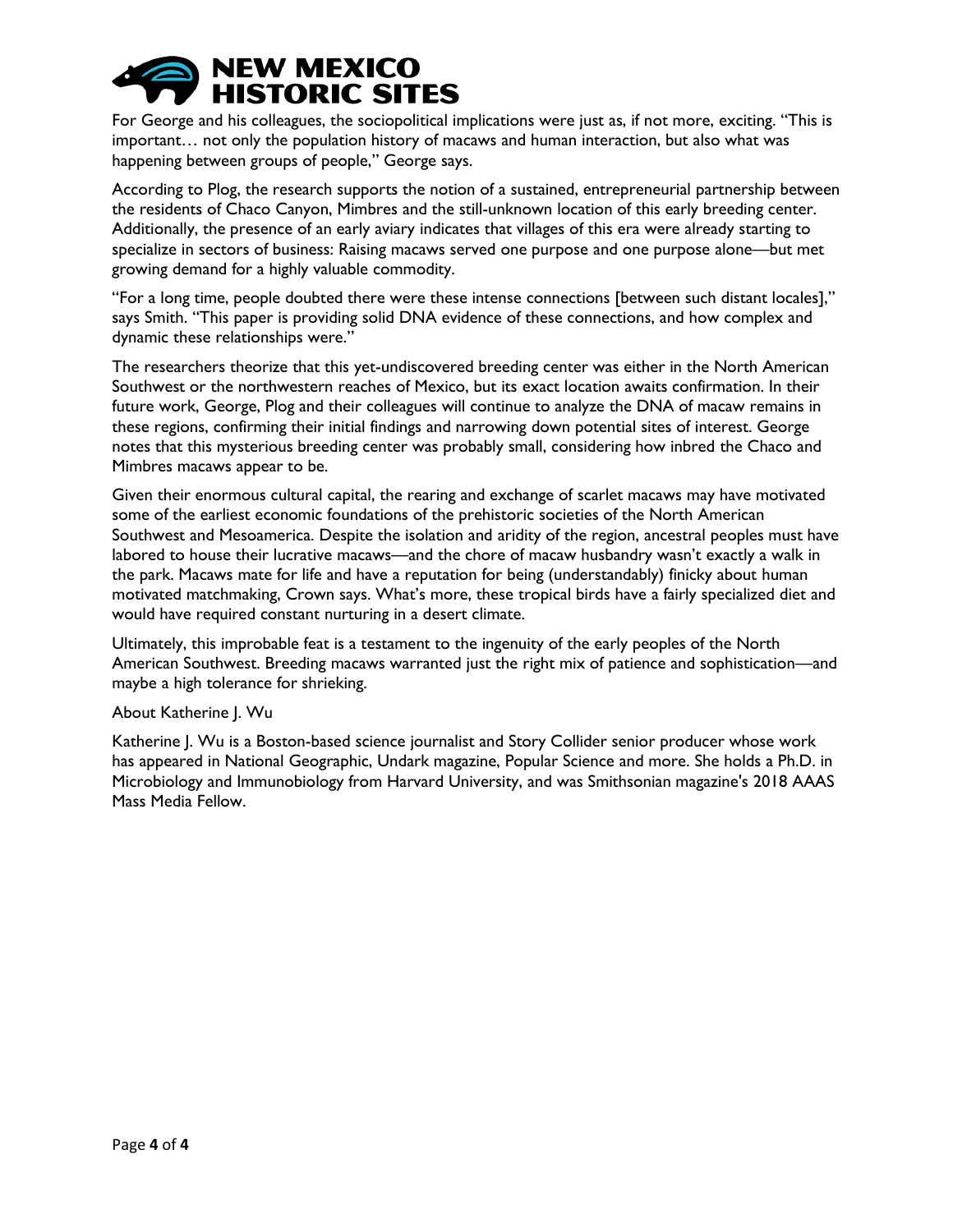For George and his colleagues, the sociopolitical implications were just as, if not more, exciting. "This is important… not only the population history of macaws and human interaction, but also what was happening between groups of people," George says.

According to Plog, the research supports the notion of a sustained, entrepreneurial partnership between the residents of Chaco Canyon, Mimbres and the still-unknown location of this early breeding center. Additionally, the presence of an early aviary indicates that villages of this era were already starting to specialize in sectors of business: Raising macaws served one purpose and one purpose alone—but met growing demand for a highly valuable commodity.

"For a long time, people doubted there were these intense connections [between such distant locales]," says Smith. "This paper is providing solid DNA evidence of these connections, and how complex and dynamic these relationships were."

The researchers theorize that this yet-undiscovered breeding center was either in the North American Southwest or the northwestern reaches of Mexico, but its exact location awaits confirmation. In their future work, George, Plog and their colleagues will continue to analyze the DNA of macaw remains in these regions, confirming their initial findings and narrowing down potential sites of interest. George notes that this mysterious breeding center was probably small, considering how inbred the Chaco and Mimbres macaws appear to be.

Given their enormous cultural capital, the rearing and exchange of scarlet macaws may have motivated some of the earliest economic foundations of the prehistoric societies of the North American Southwest and Mesoamerica. Despite the isolation and aridity of the region, ancestral peoples must have labored to house their lucrative macaws—and the chore of macaw husbandry wasn't exactly a walk in the park. Macaws mate for life and have a reputation for being (understandably) finicky about human motivated matchmaking, Crown says. What's more, these tropical birds have a fairly specialized diet and would have required constant nurturing in a desert climate.

Ultimately, this improbable feat is a testament to the ingenuity of the early peoples of the North American Southwest. Breeding macaws warranted just the right mix of patience and sophistication—and maybe a high tolerance for shrieking.

About Katherine J. Wu

Katherine J. Wu is a Boston-based science journalist and Story Collider senior producer whose work has appeared in National Geographic, Undark magazine, Popular Science and more. She holds a Ph.D. in Microbiology and Immunobiology from Harvard University, and was Smithsonian magazine's 2018 AAAS Mass Media Fellow.